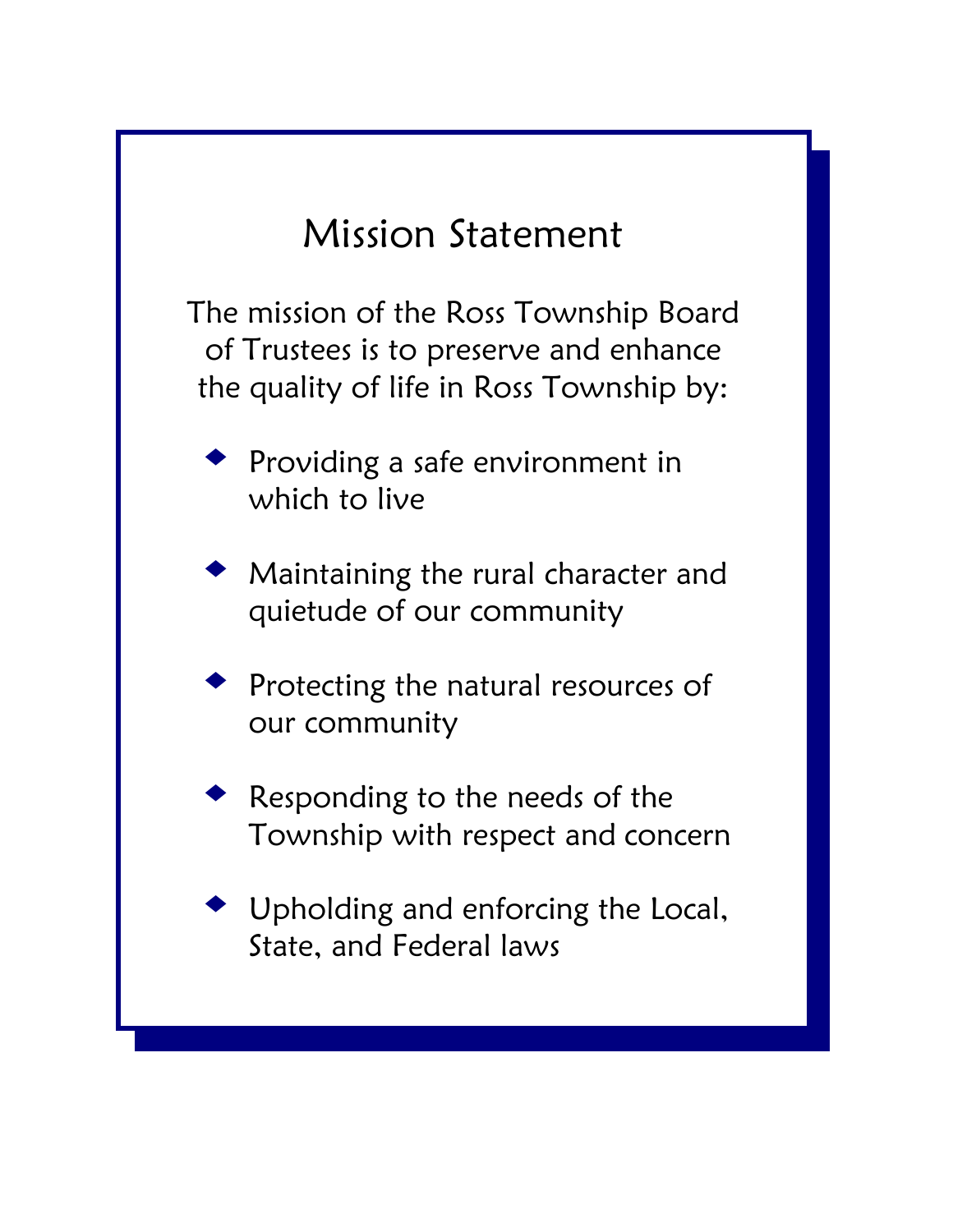# Mission Statement

The mission of the Ross Township Board of Trustees is to preserve and enhance the quality of life in Ross Township by:

- Providing a safe environment in which to live
- Maintaining the rural character and quietude of our community
- Protecting the natural resources of our community
- Responding to the needs of the Township with respect and concern
- Upholding and enforcing the Local, State, and Federal laws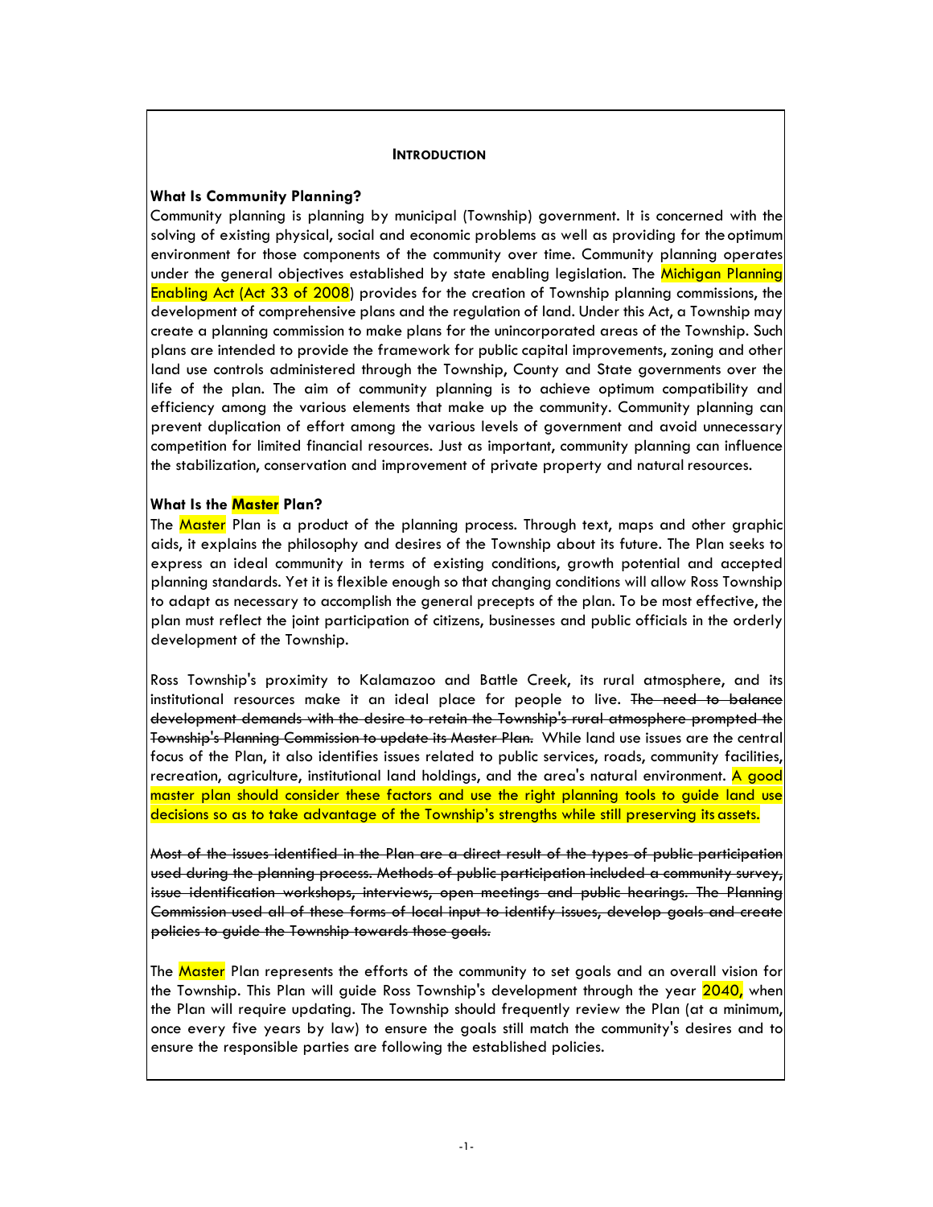## INTRODUCTION

### What Is Community Planning?

Community planning is planning by municipal (Township) government. It is concerned with the solving of existing physical, social and economic problems as well as providing for the optimum environment for those components of the community over time. Community planning operates under the general objectives established by state enabling legislation. The Michigan Planning Enabling Act (Act 33 of 2008) provides for the creation of Township planning commissions, the development of comprehensive plans and the regulation of land. Under this Act, a Township may create a planning commission to make plans for the unincorporated areas of the Township. Such plans are intended to provide the framework for public capital improvements, zoning and other land use controls administered through the Township, County and State governments over the life of the plan. The aim of community planning is to achieve optimum compatibility and efficiency among the various elements that make up the community. Community planning can prevent duplication of effort among the various levels of government and avoid unnecessary competition for limited financial resources. Just as important, community planning can influence the stabilization, conservation and improvement of private property and natural resources.

### What Is the Master Plan?

The Master Plan is a product of the planning process. Through text, maps and other graphic aids, it explains the philosophy and desires of the Township about its future. The Plan seeks to express an ideal community in terms of existing conditions, growth potential and accepted planning standards. Yet it is flexible enough so that changing conditions will allow Ross Township to adapt as necessary to accomplish the general precepts of the plan. To be most effective, the plan must reflect the joint participation of citizens, businesses and public officials in the orderly development of the Township.

Ross Township's proximity to Kalamazoo and Battle Creek, its rural atmosphere, and its institutional resources make it an ideal place for people to live. ~~The need to balance development demands with the desire to retain the Township's rural atmosphere prompted the Township's Planning Commission to update its Master Plan.~~ While land use issues are the central focus of the Plan, it also identifies issues related to public services, roads, community facilities, recreation, agriculture, institutional land holdings, and the area's natural environment. A good master plan should consider these factors and use the right planning tools to guide land use decisions so as to take advantage of the Township's strengths while still preserving its assets.

~~Most of the issues identified in the Plan are a direct result of the types of public participation used during the planning process. Methods of public participation included a community survey, issue identification workshops, interviews, open meetings and public hearings. The Planning Commission used all of these forms of local input to identify issues, develop goals and create policies to guide the Township towards those goals.~~

The Master Plan represents the efforts of the community to set goals and an overall vision for the Township. This Plan will guide Ross Township's development through the year 2040, when the Plan will require updating. The Township should frequently review the Plan (at a minimum, once every five years by law) to ensure the goals still match the community's desires and to ensure the responsible parties are following the established policies.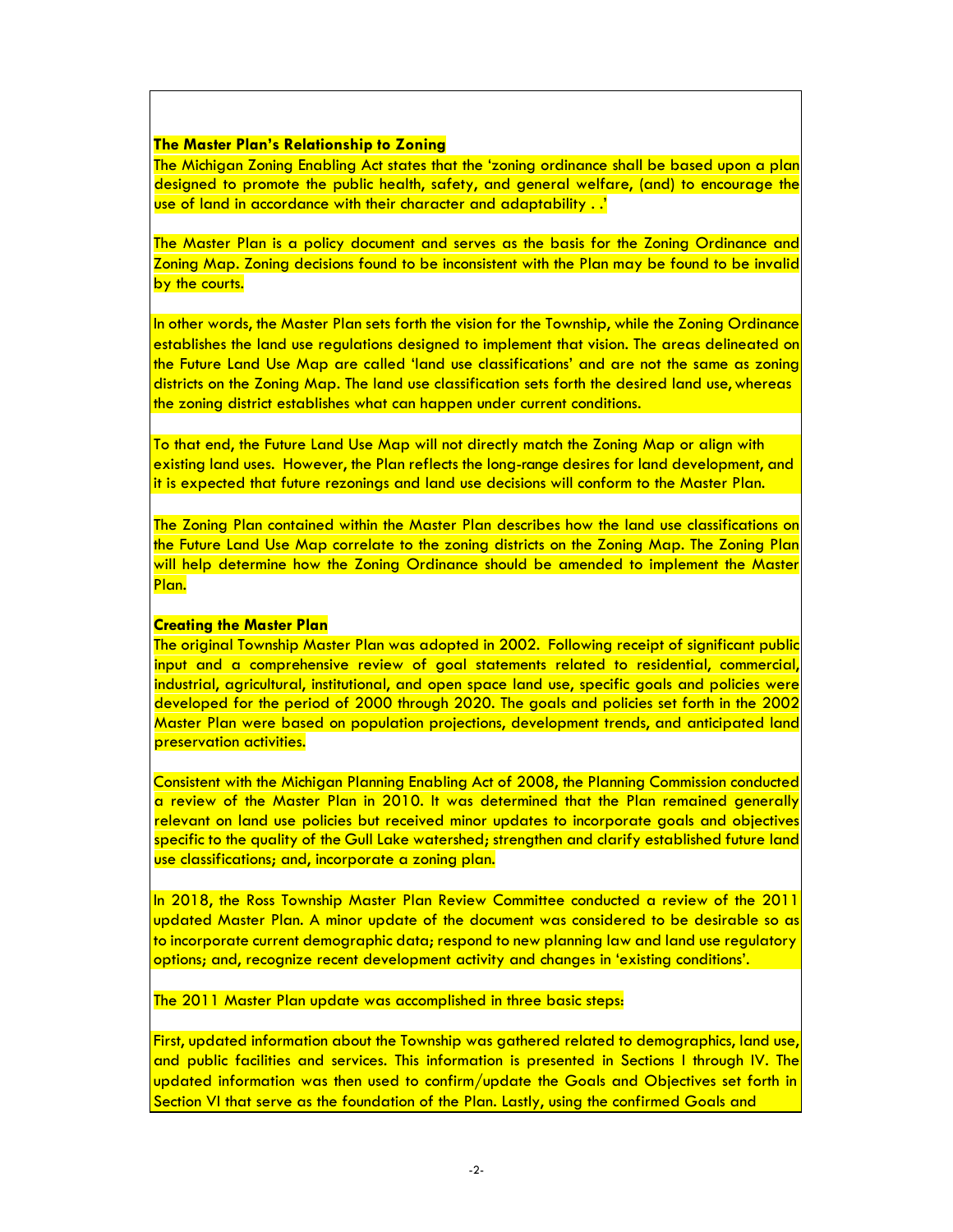**The Master Plan's Relationship to Zoning**

The Michigan Zoning Enabling Act states that the 'zoning ordinance shall be based upon a plan designed to promote the public health, safety, and general welfare, (and) to encourage the use of land in accordance with their character and adaptability . .'

The Master Plan is a policy document and serves as the basis for the Zoning Ordinance and Zoning Map. Zoning decisions found to be inconsistent with the Plan may be found to be invalid by the courts.

In other words, the Master Plan sets forth the vision for the Township, while the Zoning Ordinance establishes the land use regulations designed to implement that vision. The areas delineated on the Future Land Use Map are called 'land use classifications' and are not the same as zoning districts on the Zoning Map. The land use classification sets forth the desired land use, whereas the zoning district establishes what can happen under current conditions.

To that end, the Future Land Use Map will not directly match the Zoning Map or align with existing land uses. However, the Plan reflects the long-range desires for land development, and it is expected that future rezonings and land use decisions will conform to the Master Plan.

The Zoning Plan contained within the Master Plan describes how the land use classifications on the Future Land Use Map correlate to the zoning districts on the Zoning Map. The Zoning Plan will help determine how the Zoning Ordinance should be amended to implement the Master Plan.

**Creating the Master Plan**

The original Township Master Plan was adopted in 2002. Following receipt of significant public input and a comprehensive review of goal statements related to residential, commercial, industrial, agricultural, institutional, and open space land use, specific goals and policies were developed for the period of 2000 through 2020. The goals and policies set forth in the 2002 Master Plan were based on population projections, development trends, and anticipated land preservation activities.

Consistent with the Michigan Planning Enabling Act of 2008, the Planning Commission conducted a review of the Master Plan in 2010. It was determined that the Plan remained generally relevant on land use policies but received minor updates to incorporate goals and objectives specific to the quality of the Gull Lake watershed; strengthen and clarify established future land use classifications; and, incorporate a zoning plan.

In 2018, the Ross Township Master Plan Review Committee conducted a review of the 2011 updated Master Plan. A minor update of the document was considered to be desirable so as to incorporate current demographic data; respond to new planning law and land use regulatory options; and, recognize recent development activity and changes in 'existing conditions'.

The 2011 Master Plan update was accomplished in three basic steps:

First, updated information about the Township was gathered related to demographics, land use, and public facilities and services. This information is presented in Sections I through IV. The updated information was then used to confirm/update the Goals and Objectives set forth in Section VI that serve as the foundation of the Plan. Lastly, using the confirmed Goals and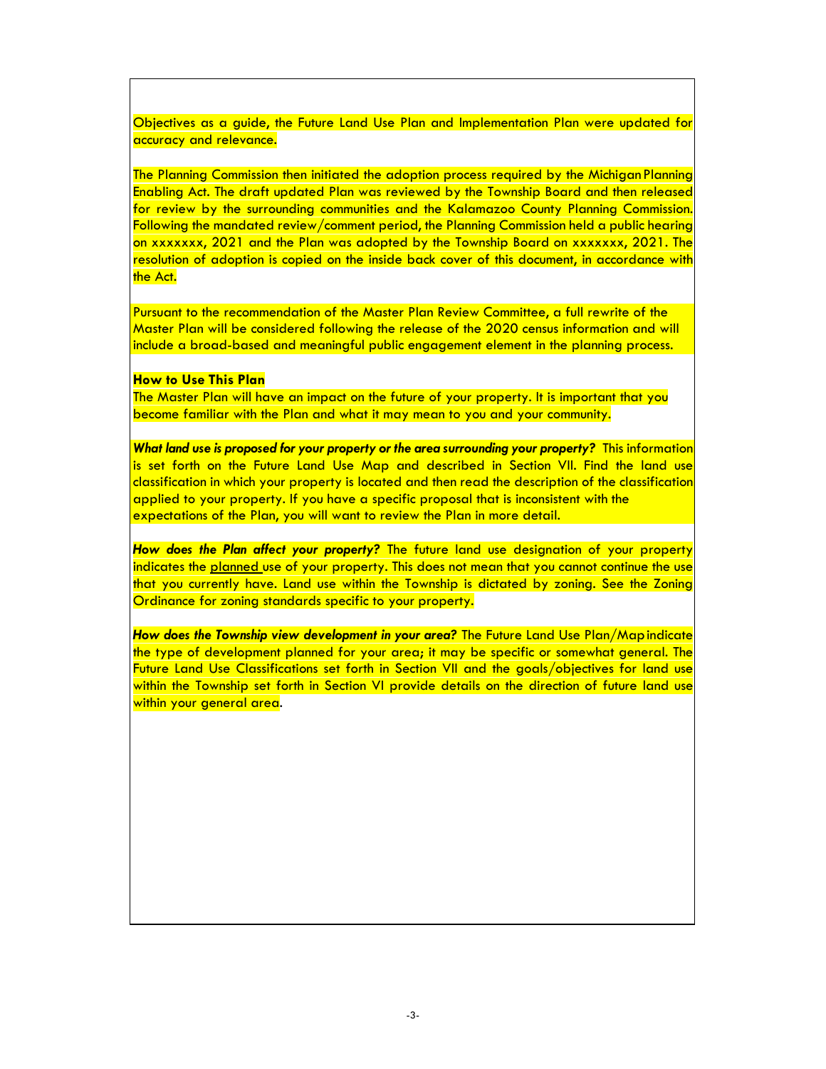Objectives as a guide, the Future Land Use Plan and Implementation Plan were updated for accuracy and relevance.

The Planning Commission then initiated the adoption process required by the Michigan Planning Enabling Act. The draft updated Plan was reviewed by the Township Board and then released for review by the surrounding communities and the Kalamazoo County Planning Commission. Following the mandated review/comment period, the Planning Commission held a public hearing on xxxxxxx, 2021 and the Plan was adopted by the Township Board on xxxxxxx, 2021. The resolution of adoption is copied on the inside back cover of this document, in accordance with the Act.

Pursuant to the recommendation of the Master Plan Review Committee, a full rewrite of the Master Plan will be considered following the release of the 2020 census information and will include a broad-based and meaningful public engagement element in the planning process.

**How to Use This Plan**

The Master Plan will have an impact on the future of your property. It is important that you become familiar with the Plan and what it may mean to you and your community.

***What land use is proposed for your property or the area surrounding your property?*** This information is set forth on the Future Land Use Map and described in Section VII. Find the land use classification in which your property is located and then read the description of the classification applied to your property. If you have a specific proposal that is inconsistent with the expectations of the Plan, you will want to review the Plan in more detail.

***How does the Plan affect your property?*** The future land use designation of your property indicates the planned use of your property. This does not mean that you cannot continue the use that you currently have. Land use within the Township is dictated by zoning. See the Zoning Ordinance for zoning standards specific to your property.

***How does the Township view development in your area?*** The Future Land Use Plan/Map indicate the type of development planned for your area; it may be specific or somewhat general. The Future Land Use Classifications set forth in Section VII and the goals/objectives for land use within the Township set forth in Section VI provide details on the direction of future land use within your general area.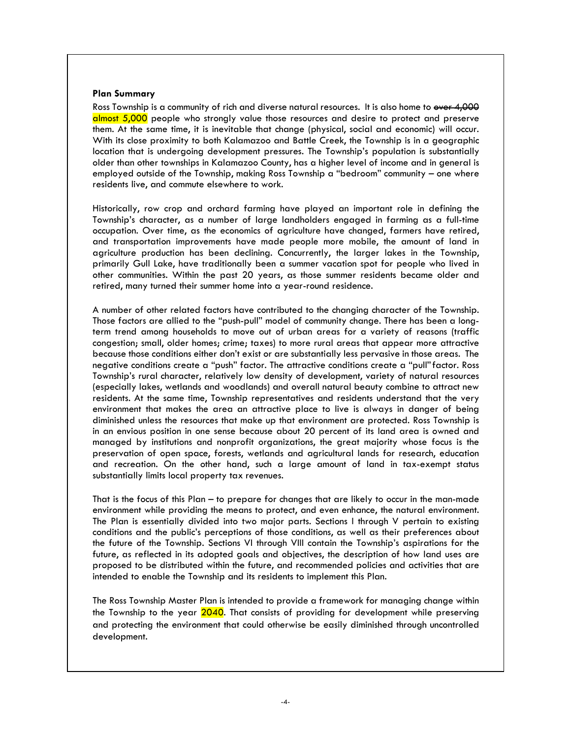**Plan Summary**

Ross Township is a community of rich and diverse natural resources. It is also home to ~~over 4,000~~ almost 5,000 people who strongly value those resources and desire to protect and preserve them. At the same time, it is inevitable that change (physical, social and economic) will occur. With its close proximity to both Kalamazoo and Battle Creek, the Township is in a geographic location that is undergoing development pressures. The Township's population is substantially older than other townships in Kalamazoo County, has a higher level of income and in general is employed outside of the Township, making Ross Township a "bedroom" community – one where residents live, and commute elsewhere to work.

Historically, row crop and orchard farming have played an important role in defining the Township's character, as a number of large landholders engaged in farming as a full-time occupation. Over time, as the economics of agriculture have changed, farmers have retired, and transportation improvements have made people more mobile, the amount of land in agriculture production has been declining. Concurrently, the larger lakes in the Township, primarily Gull Lake, have traditionally been a summer vacation spot for people who lived in other communities. Within the past 20 years, as those summer residents became older and retired, many turned their summer home into a year-round residence.

A number of other related factors have contributed to the changing character of the Township. Those factors are allied to the "push-pull" model of community change. There has been a long-term trend among households to move out of urban areas for a variety of reasons (traffic congestion; small, older homes; crime; taxes) to more rural areas that appear more attractive because those conditions either don't exist or are substantially less pervasive in those areas. The negative conditions create a "push" factor. The attractive conditions create a "pull" factor. Ross Township's rural character, relatively low density of development, variety of natural resources (especially lakes, wetlands and woodlands) and overall natural beauty combine to attract new residents. At the same time, Township representatives and residents understand that the very environment that makes the area an attractive place to live is always in danger of being diminished unless the resources that make up that environment are protected. Ross Township is in an envious position in one sense because about 20 percent of its land area is owned and managed by institutions and nonprofit organizations, the great majority whose focus is the preservation of open space, forests, wetlands and agricultural lands for research, education and recreation. On the other hand, such a large amount of land in tax-exempt status substantially limits local property tax revenues.

That is the focus of this Plan – to prepare for changes that are likely to occur in the man-made environment while providing the means to protect, and even enhance, the natural environment. The Plan is essentially divided into two major parts. Sections I through V pertain to existing conditions and the public's perceptions of those conditions, as well as their preferences about the future of the Township. Sections VI through VIII contain the Township's aspirations for the future, as reflected in its adopted goals and objectives, the description of how land uses are proposed to be distributed within the future, and recommended policies and activities that are intended to enable the Township and its residents to implement this Plan.

The Ross Township Master Plan is intended to provide a framework for managing change within the Township to the year 2040. That consists of providing for development while preserving and protecting the environment that could otherwise be easily diminished through uncontrolled development.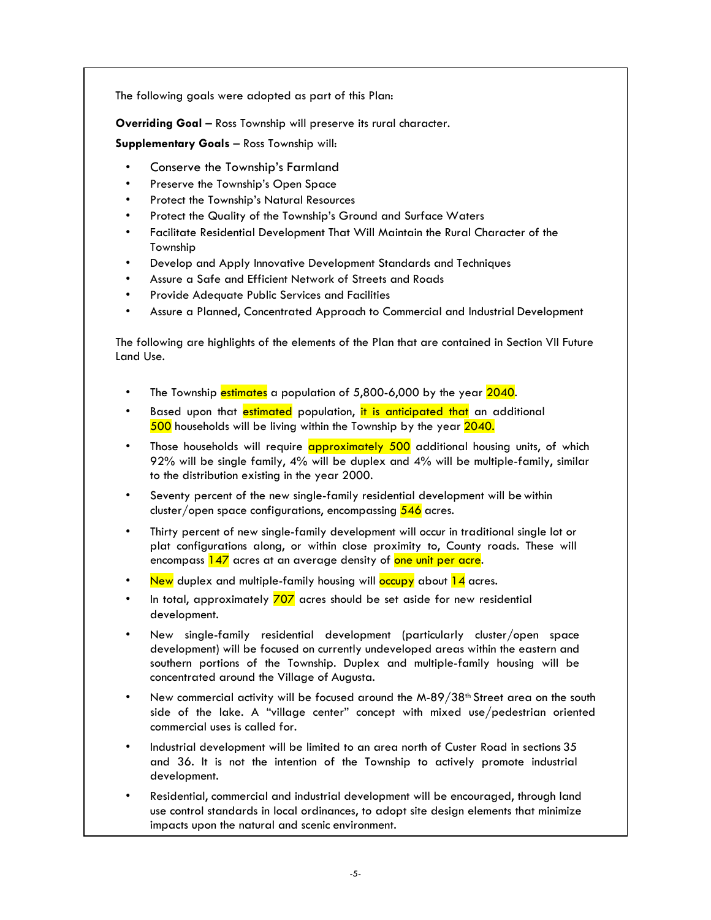The following goals were adopted as part of this Plan:

**Overriding Goal** – Ross Township will preserve its rural character.

**Supplementary Goals** – Ross Township will:

- Conserve the Township's Farmland
- Preserve the Township's Open Space
- Protect the Township's Natural Resources
- Protect the Quality of the Township's Ground and Surface Waters
- Facilitate Residential Development That Will Maintain the Rural Character of the Township
- Develop and Apply Innovative Development Standards and Techniques
- Assure a Safe and Efficient Network of Streets and Roads
- Provide Adequate Public Services and Facilities
- Assure a Planned, Concentrated Approach to Commercial and Industrial Development

The following are highlights of the elements of the Plan that are contained in Section VII Future Land Use.

- The Township estimates a population of 5,800-6,000 by the year 2040.
- Based upon that estimated population, it is anticipated that an additional 500 households will be living within the Township by the year 2040.
- Those households will require approximately 500 additional housing units, of which 92% will be single family, 4% will be duplex and 4% will be multiple-family, similar to the distribution existing in the year 2000.
- Seventy percent of the new single-family residential development will be within cluster/open space configurations, encompassing 546 acres.
- Thirty percent of new single-family development will occur in traditional single lot or plat configurations along, or within close proximity to, County roads. These will encompass 147 acres at an average density of one unit per acre.
- New duplex and multiple-family housing will occupy about 14 acres.
- In total, approximately 707 acres should be set aside for new residential development.
- New single-family residential development (particularly cluster/open space development) will be focused on currently undeveloped areas within the eastern and southern portions of the Township. Duplex and multiple-family housing will be concentrated around the Village of Augusta.
- New commercial activity will be focused around the M-89/38th Street area on the south side of the lake. A "village center" concept with mixed use/pedestrian oriented commercial uses is called for.
- Industrial development will be limited to an area north of Custer Road in sections 35 and 36. It is not the intention of the Township to actively promote industrial development.
- Residential, commercial and industrial development will be encouraged, through land use control standards in local ordinances, to adopt site design elements that minimize impacts upon the natural and scenic environment.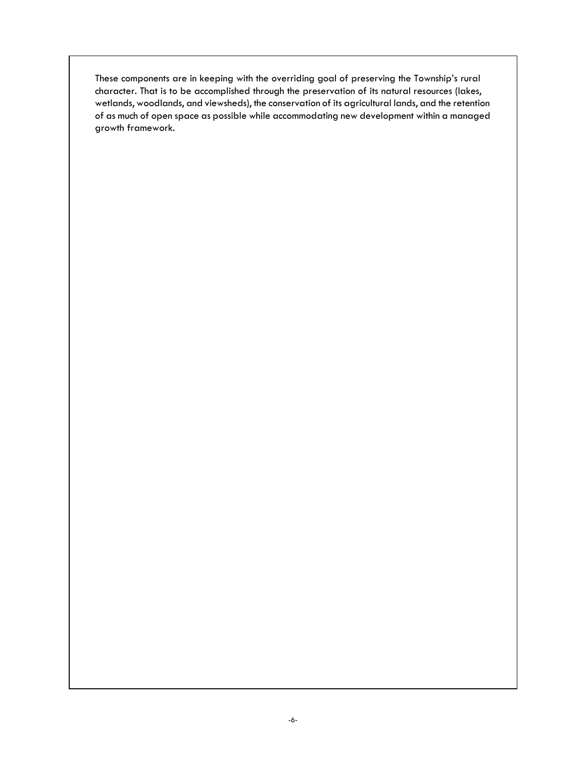These components are in keeping with the overriding goal of preserving the Township's rural character. That is to be accomplished through the preservation of its natural resources (lakes, wetlands, woodlands, and viewsheds), the conservation of its agricultural lands, and the retention of as much of open space as possible while accommodating new development within a managed growth framework.